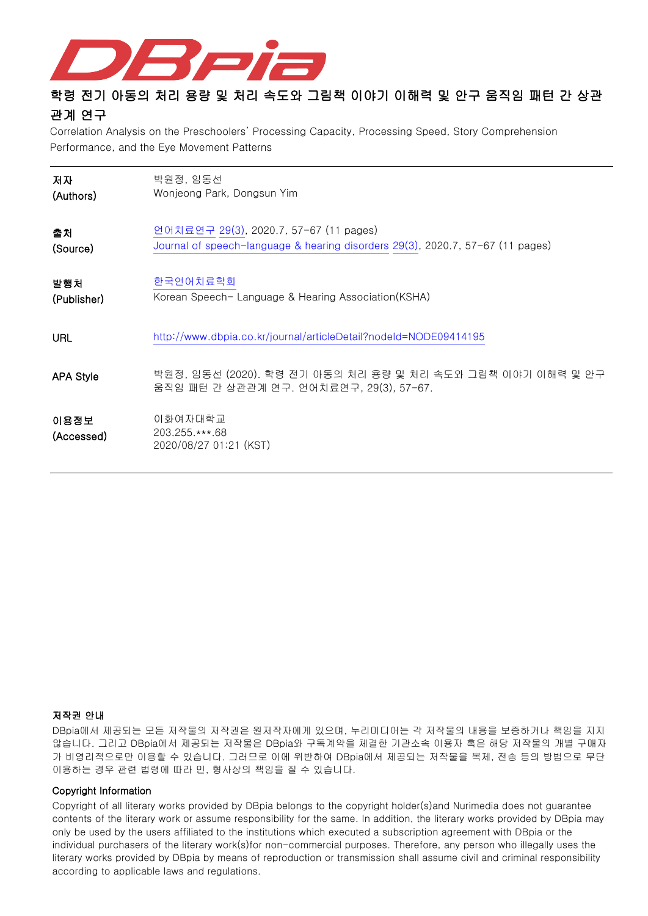# 학령 전기 아동의 처리 용량 및 처리 속도와 그림책 이야기 이해력 및 안구 움직임 패턴 간 상관관계 연구

Correlation Analysis on the Preschoolers' Processing Capacity, Processing Speed, Story Comprehension Performance, and the Eye Movement Patterns

| | |
|---|---|
| **저자 (Authors)** | 박원정, 임동선<br>Wonjeong Park, Dongsun Yim |
| **출처 (Source)** | 언어치료연구 29(3), 2020.7, 57-67 (11 pages)<br>Journal of speech-language & hearing disorders 29(3), 2020.7, 57-67 (11 pages) |
| **발행처 (Publisher)** | 한국언어치료학회<br>Korean Speech- Language & Hearing Association(KSHA) |
| **URL** | http://www.dbpia.co.kr/journal/articleDetail?nodeId=NODE09414195 |
| **APA Style** | 박원정, 임동선 (2020). 학령 전기 아동의 처리 용량 및 처리 속도와 그림책 이야기 이해력 및 안구 움직임 패턴 간 상관관계 연구. 언어치료연구, 29(3), 57-67. |
| **이용정보 (Accessed)** | 이화여자대학교<br>203.255.***.68<br>2020/08/27 01:21 (KST) |

**저작권 안내**

DBpia에서 제공되는 모든 저작물의 저작권은 원저작자에게 있으며, 누리미디어는 각 저작물의 내용을 보증하거나 책임을 지지 않습니다. 그리고 DBpia에서 제공되는 저작물은 DBpia와 구독계약을 체결한 기관소속 이용자 혹은 해당 저작물의 개별 구매자가 비영리적으로만 이용할 수 있습니다. 그러므로 이에 위반하여 DBpia에서 제공되는 저작물을 복제, 전송 등의 방법으로 무단 이용하는 경우 관련 법령에 따라 민, 형사상의 책임을 질 수 있습니다.

**Copyright Information**

Copyright of all literary works provided by DBpia belongs to the copyright holder(s)and Nurimedia does not guarantee contents of the literary work or assume responsibility for the same. In addition, the literary works provided by DBpia may only be used by the users affiliated to the institutions which executed a subscription agreement with DBpia or the individual purchasers of the literary work(s)for non-commercial purposes. Therefore, any person who illegally uses the literary works provided by DBpia by means of reproduction or transmission shall assume civil and criminal responsibility according to applicable laws and regulations.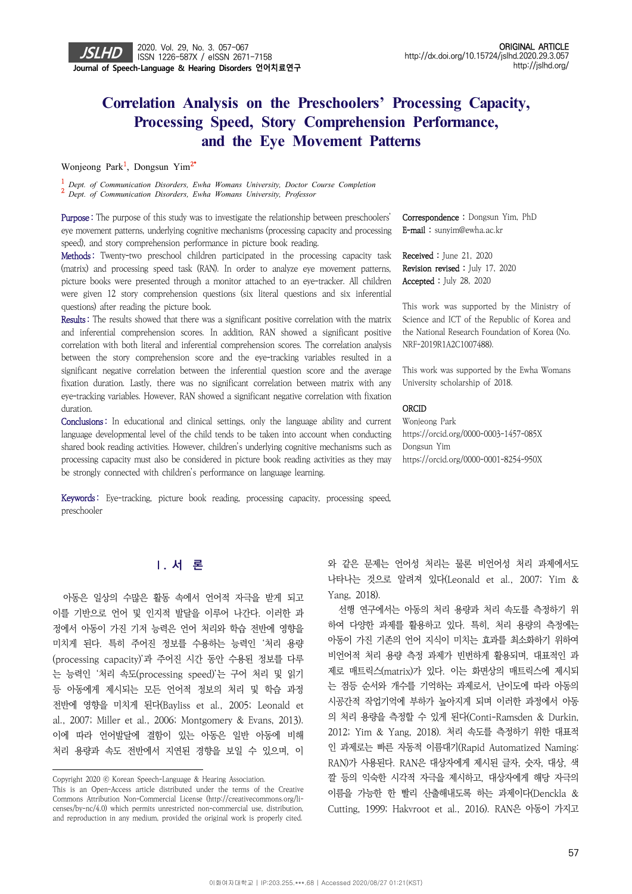# Correlation Analysis on the Preschoolers' Processing Capacity, Processing Speed, Story Comprehension Performance, and the Eye Movement Patterns

Wonjeong Park[1], Dongsun Yim[2*]

[1] Dept. of Communication Disorders, Ewha Womans University, Doctor Course Completion
[2] Dept. of Communication Disorders, Ewha Womans University, Professor

**Purpose**: The purpose of this study was to investigate the relationship between preschoolers' eye movement patterns, underlying cognitive mechanisms (processing capacity and processing speed), and story comprehension performance in picture book reading.

**Methods**: Twenty-two preschool children participated in the processing capacity task (matrix) and processing speed task (RAN). In order to analyze eye movement patterns, picture books were presented through a monitor attached to an eye-tracker. All children were given 12 story comprehension questions (six literal questions and six inferential questions) after reading the picture book.

**Results**: The results showed that there was a significant positive correlation with the matrix and inferential comprehension scores. In addition, RAN showed a significant positive correlation with both literal and inferential comprehension scores. The correlation analysis between the story comprehension score and the eye-tracking variables resulted in a significant negative correlation between the inferential question score and the average fixation duration. Lastly, there was no significant correlation between matrix with any eye-tracking variables. However, RAN showed a significant negative correlation with fixation duration.

**Conclusions**: In educational and clinical settings, only the language ability and current language developmental level of the child tends to be taken into account when conducting shared book reading activities. However, children's underlying cognitive mechanisms such as processing capacity must also be considered in picture book reading activities as they may be strongly connected with children's performance on language learning.

**Keywords**: Eye-tracking, picture book reading, processing capacity, processing speed, preschooler

**Correspondence**: Dongsun Yim, PhD
**E-mail**: sunyim@ewha.ac.kr

**Received**: June 21, 2020
**Revision revised**: July 17, 2020
**Accepted**: July 28, 2020

This work was supported by the Ministry of Science and ICT of the Republic of Korea and the National Research Foundation of Korea (No. NRF-2019R1A2C1007488).

This work was supported by the Ewha Womans University scholarship of 2018.

**ORCID**
Wonjeong Park
https://orcid.org/0000-0003-1457-085X
Dongsun Yim
https://orcid.org/0000-0001-8254-950X

## Ⅰ. 서 론

아동은 일상의 수많은 활동 속에서 언어적 자극을 받게 되고 이를 기반으로 언어 및 인지적 발달을 이루어 나간다. 이러한 과정에서 아동이 가진 기저 능력은 언어 처리와 학습 전반에 영향을 미치게 된다. 특히 주어진 정보를 수용하는 능력인 '처리 용량(processing capacity)'과 주어진 시간 동안 수용된 정보를 다루는 능력인 '처리 속도(processing speed)'는 구어 처리 및 읽기 등 아동에게 제시되는 모든 언어적 정보의 처리 및 학습 과정 전반에 영향을 미치게 된다(Bayliss et al., 2005; Leonald et al., 2007; Miller et al., 2006; Montgomery & Evans, 2013). 이에 따라 언어발달에 결함이 있는 아동은 일반 아동에 비해 처리 용량과 속도 전반에서 지연된 경향을 보일 수 있으며, 이와 같은 문제는 언어성 처리는 물론 비언어성 처리 과제에서도 나타나는 것으로 알려져 있다(Leonald et al., 2007; Yim & Yang, 2018).

선행 연구에서는 아동의 처리 용량과 처리 속도를 측정하기 위하여 다양한 과제를 활용하고 있다. 특히, 처리 용량의 측정에는 아동이 가진 기존의 언어 지식이 미치는 효과를 최소화하기 위하여 비언어적 처리 용량 측정 과제가 빈번하게 활용되며, 대표적인 과제로 매트릭스(matrix)가 있다. 이는 화면상의 매트릭스에 제시되는 점등 순서와 개수를 기억하는 과제로서, 난이도에 따라 아동의 시공간적 작업기억에 부하가 높아지게 되며 이러한 과정에서 아동의 처리 용량을 측정할 수 있게 된다(Conti-Ramsden & Durkin, 2012; Yim & Yang, 2018). 처리 속도를 측정하기 위한 대표적인 과제로는 빠른 자동적 이름대기(Rapid Automatized Naming: RAN)가 사용된다. RAN은 대상자에게 제시된 글자, 숫자, 대상, 색깔 등의 익숙한 시각적 자극을 제시하고, 대상자에게 해당 자극의 이름을 가능한 한 빨리 산출해내도록 하는 과제이다(Denckla & Cutting, 1999; Hakvroot et al., 2016). RAN은 아동이 가지고

Copyright 2020 ⓒ Korean Speech-Language & Hearing Association.
This is an Open-Access article distributed under the terms of the Creative Commons Attribution Non-Commercial License (http://creativecommons.org/licenses/by-nc/4.0) which permits unrestricted non-commercial use, distribution, and reproduction in any medium, provided the original work is properly cited.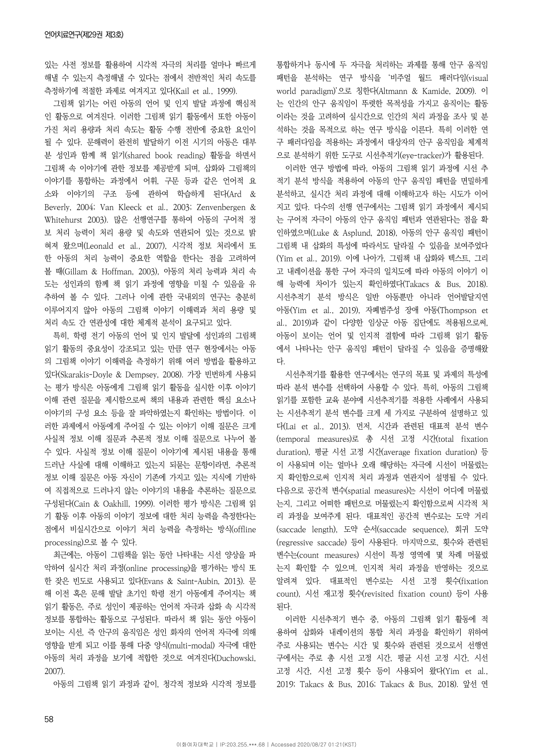있는 사전 정보를 활용하여 시각적 자극의 처리를 얼마나 빠르게 해낼 수 있는지 측정해낼 수 있다는 점에서 전반적인 처리 속도를 측정하기에 적절한 과제로 여겨지고 있다(Kail et al., 1999).

그림책 읽기는 어린 아동의 언어 및 인지 발달 과정에 핵심적인 활동으로 여겨진다. 이러한 그림책 읽기 활동에서 또한 아동이 가진 처리 용량과 처리 속도는 활동 수행 전반에 중요한 요인이 될 수 있다. 문해력이 완전히 발달하기 이전 시기의 아동은 대부분 성인과 함께 책 읽기(shared book reading) 활동을 하면서 그림책 속 이야기에 관한 정보를 제공받게 되며, 삽화와 그림책의 이야기를 통합하는 과정에서 어휘, 구문 등과 같은 언어적 요소와 이야기의 구조 등에 관하여 학습하게 된다(Ard & Beverly, 2004; Van Kleeck et al., 2003; Zenvenbergen & Whitehurst 2003). 많은 선행연구를 통하여 아동의 구어적 정보 처리 능력이 처리 용량 및 속도와 연관되어 있는 것으로 밝혀져 왔으며(Leonald et al., 2007), 시각적 정보 처리에서 또한 아동의 처리 능력이 중요한 역할을 한다는 점을 고려하여 볼 때(Gillam & Hoffman, 2003), 아동의 처리 능력과 처리 속도는 성인과의 함께 책 읽기 과정에 영향을 미칠 수 있음을 유추하여 볼 수 있다. 그러나 이에 관한 국내외의 연구는 충분히 이루어지지 않아 아동의 그림책 이야기 이해력과 처리 용량 및 처리 속도 간 연관성에 대한 체계적 분석이 요구되고 있다.

특히, 학령 전기 아동의 언어 및 인지 발달에 성인과의 그림책 읽기 활동의 중요성이 강조되고 있는 만큼 연구 현장에서는 아동의 그림책 이야기 이해력을 측정하기 위해 여러 방법을 활용하고 있다(Skarakis-Doyle & Dempsey, 2008). 가장 빈번하게 사용되는 평가 방식은 아동에게 그림책 읽기 활동을 실시한 이후 이야기 이해 관련 질문을 제시함으로써 책의 내용과 관련한 핵심 요소나 이야기의 구성 요소 등을 잘 파악하였는지 확인하는 방법이다. 이러한 과제에서 아동에게 주어질 수 있는 이야기 이해 질문은 크게 사실적 정보 이해 질문과 추론적 정보 이해 질문으로 나누어 볼 수 있다. 사실적 정보 이해 질문이 이야기에 제시된 내용을 통해 드러난 사실에 대해 이해하고 있는지 되묻는 문항이라면, 추론적 정보 이해 질문은 아동 자신이 기존에 가지고 있는 지식에 기반하여 직접적으로 드러나지 않는 이야기의 내용을 추론하는 질문으로 구성된다(Cain & Oakhill, 1999). 이러한 평가 방식은 그림책 읽기 활동 이후 아동의 이야기 정보에 대한 처리 능력을 측정한다는 점에서 비실시간으로 이야기 처리 능력을 측정하는 방식(offline processing)으로 볼 수 있다.

최근에는, 아동이 그림책을 읽는 동안 나타내는 시선 양상을 파악하여 실시간 처리 과정(online processing)을 평가하는 방식 또한 잦은 빈도로 사용되고 있다(Evans & Saint-Aubin, 2013). 문해 이전 혹은 문해 발달 초기인 학령 전기 아동에게 주어지는 책 읽기 활동은, 주로 성인이 제공하는 언어적 자극과 삽화 속 시각적 정보를 통합하는 활동으로 구성된다. 따라서 책 읽는 동안 아동이 보이는 시선, 즉 안구의 움직임은 성인 화자의 언어적 자극에 의해 영향을 받게 되고 이를 통해 다중 양식(multi-modal) 자극에 대한 아동의 처리 과정을 보기에 적합한 것으로 여겨진다(Duchowski, 2007).

아동의 그림책 읽기 과정과 같이, 청각적 정보와 시각적 정보를 통합하거나 동시에 두 자극을 처리하는 과제를 통해 안구 움직임 패턴을 분석하는 연구 방식을 '비주얼 월드 패러다임(visual world paradigm)'으로 칭한다(Altmann & Kamide, 2009). 이는 인간의 안구 움직임이 뚜렷한 목적성을 가지고 움직이는 활동이라는 것을 고려하여 실시간으로 인간의 처리 과정을 조사 및 분석하는 것을 목적으로 하는 연구 방식을 이른다. 특히 이러한 연구 패러다임을 적용하는 과정에서 대상자의 안구 움직임을 체계적으로 분석하기 위한 도구로 시선추적기(eye-tracker)가 활용된다.

이러한 연구 방법에 따라, 아동의 그림책 읽기 과정에 시선 추적기 분석 방식을 적용하여 아동의 안구 움직임 패턴을 면밀하게 분석하고, 실시간 처리 과정에 대해 이해하고자 하는 시도가 이어지고 있다. 다수의 선행 연구에서는 그림책 읽기 과정에서 제시되는 구어적 자극이 아동의 안구 움직임 패턴과 연관된다는 점을 확인하였으며(Luke & Asplund, 2018), 아동의 안구 움직임 패턴이 그림책 내 삽화의 특성에 따라서도 달라질 수 있음을 보여주었다(Yim et al., 2019). 이에 나아가, 그림책 내 삽화와 텍스트, 그리고 내레이션을 통한 구어 자극의 일치도에 따라 아동의 이야기 이해 능력에 차이가 있는지 확인하였다(Takacs & Bus, 2018). 시선추적기 분석 방식은 일반 아동뿐만 아니라 언어발달지연 아동(Yim et al., 2019), 자폐범주성 장애 아동(Thompson et al., 2019)과 같이 다양한 임상군 아동 집단에도 적용됨으로써, 아동이 보이는 언어 및 인지적 결함에 따라 그림책 읽기 활동에서 나타나는 안구 움직임 패턴이 달라질 수 있음을 증명해왔다.

시선추적기를 활용한 연구에서는 연구의 목표 및 과제의 특성에 따라 분석 변수를 선택하여 사용할 수 있다. 특히, 아동의 그림책 읽기를 포함한 교육 분야에 시선추적기를 적용한 사례에서 사용되는 시선추적기 분석 변수를 크게 세 가지로 구분하여 설명하고 있다(Lai et al., 2013). 먼저, 시간과 관련된 대표적 분석 변수(temporal measures)로 총 시선 고정 시간(total fixation duration), 평균 시선 고정 시간(average fixation duration) 등이 사용되며 이는 얼마나 오래 해당하는 자극에 시선이 머물렀는지 확인함으로써 인지적 처리 과정과 연관지어 설명될 수 있다. 다음으로 공간적 변수(spatial measures)는 시선이 어디에 머물렀는지, 그리고 어떠한 패턴으로 머물렀는지 확인함으로써 시각적 처리 과정을 보여주게 된다. 대표적인 공간적 변수로는 도약 거리(saccade length), 도약 순서(saccade sequence), 회귀 도약(regressive saccade) 등이 사용된다. 마지막으로, 횟수와 관련된 변수는(count measures) 시선이 특정 영역에 몇 차례 머물렀는지 확인할 수 있으며, 인지적 처리 과정을 반영하는 것으로 알려져 있다. 대표적인 변수로는 시선 고정 횟수(fixation count), 시선 재고정 횟수(revisited fixation count) 등이 사용된다.

이러한 시선추적기 변수 중, 아동의 그림책 읽기 활동에 적용하여 삽화와 내레이션의 통합 처리 과정을 확인하기 위하여 주로 사용되는 변수는 시간 및 횟수와 관련된 것으로서 선행연구에서는 주로 총 시선 고정 시간, 평균 시선 고정 시간, 시선 고정 시간, 시선 고정 횟수 등이 사용되어 왔다(Yim et al., 2019; Takacs & Bus, 2016; Takacs & Bus, 2018). 앞선 연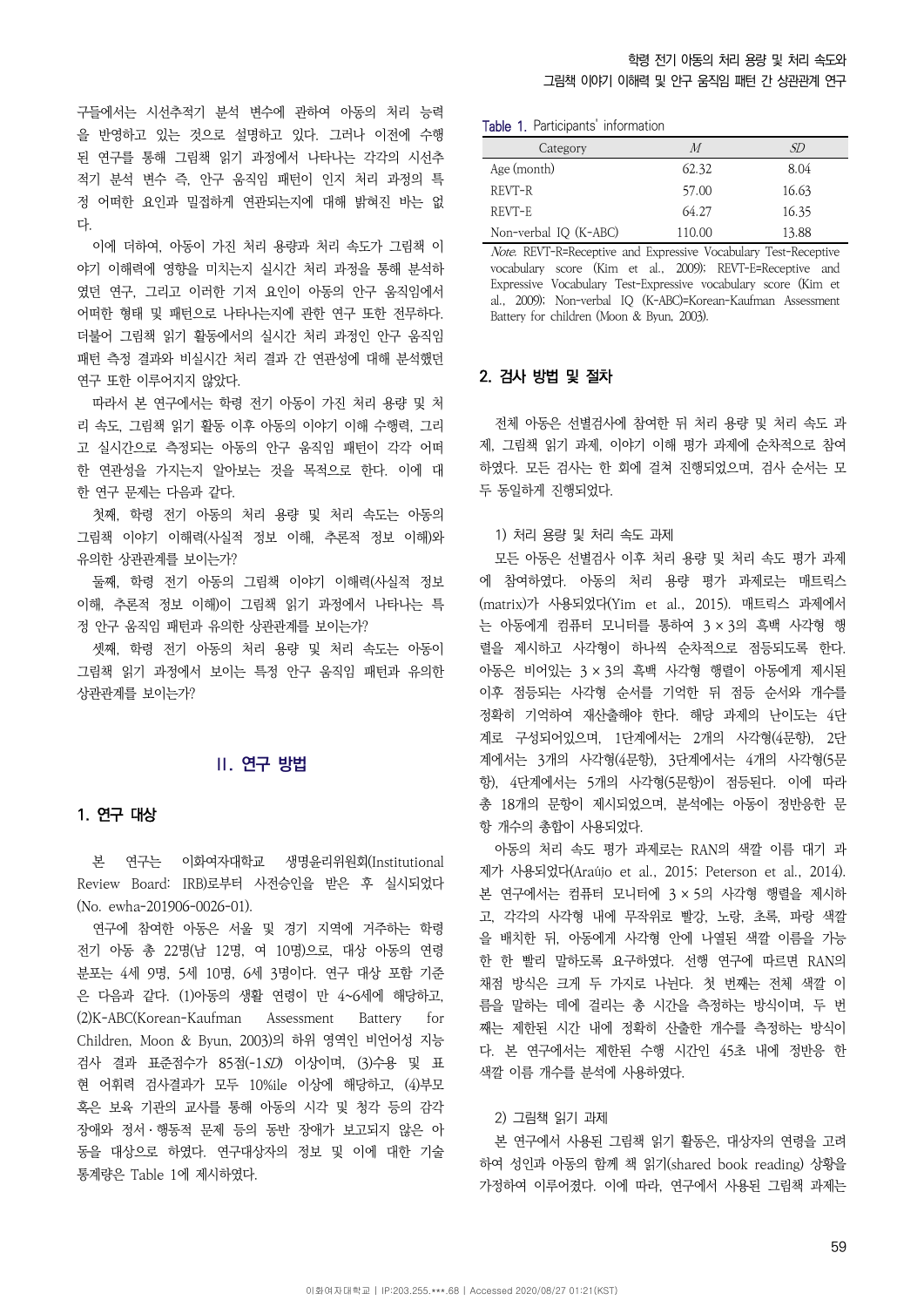구들에서는 시선추적기 분석 변수에 관하여 아동의 처리 능력을 반영하고 있는 것으로 설명하고 있다. 그러나 이전에 수행된 연구를 통해 그림책 읽기 과정에서 나타나는 각각의 시선추적기 분석 변수 즉, 안구 움직임 패턴이 인지 처리 과정의 특정 어떠한 요인과 밀접하게 연관되는지에 대해 밝혀진 바는 없다.

이에 더하여, 아동이 가진 처리 용량과 처리 속도가 그림책 이야기 이해력에 영향을 미치는지 실시간 처리 과정을 통해 분석하였던 연구, 그리고 이러한 기저 요인이 아동의 안구 움직임에서 어떠한 형태 및 패턴으로 나타나는지에 관한 연구 또한 전무하다. 더불어 그림책 읽기 활동에서의 실시간 처리 과정인 안구 움직임 패턴 측정 결과와 비실시간 처리 결과 간 연관성에 대해 분석했던 연구 또한 이루어지지 않았다.

따라서 본 연구에서는 학령 전기 아동이 가진 처리 용량 및 처리 속도, 그림책 읽기 활동 이후 아동의 이야기 이해 수행력, 그리고 실시간으로 측정되는 아동의 안구 움직임 패턴이 각각 어떠한 연관성을 가지는지 알아보는 것을 목적으로 한다. 이에 대한 연구 문제는 다음과 같다.

첫째, 학령 전기 아동의 처리 용량 및 처리 속도는 아동의 그림책 이야기 이해력(사실적 정보 이해, 추론적 정보 이해)와 유의한 상관관계를 보이는가?

둘째, 학령 전기 아동의 그림책 이야기 이해력(사실적 정보 이해, 추론적 정보 이해)이 그림책 읽기 과정에서 나타나는 특정 안구 움직임 패턴과 유의한 상관관계를 보이는가?

셋째, 학령 전기 아동의 처리 용량 및 처리 속도는 아동이 그림책 읽기 과정에서 보이는 특정 안구 움직임 패턴과 유의한 상관관계를 보이는가?

## II. 연구 방법

### 1. 연구 대상

본 연구는 이화여자대학교 생명윤리위원회(Institutional Review Board: IRB)로부터 사전승인을 받은 후 실시되었다(No. ewha-201906-0026-01).

연구에 참여한 아동은 서울 및 경기 지역에 거주하는 학령 전기 아동 총 22명(남 12명, 여 10명)으로, 대상 아동의 연령 분포는 4세 9명, 5세 10명, 6세 3명이다. 연구 대상 포함 기준은 다음과 같다. (1)아동의 생활 연령이 만 4~6세에 해당하고, (2)K-ABC(Korean-Kaufman Assessment Battery for Children, Moon & Byun, 2003)의 하위 영역인 비언어성 지능 검사 결과 표준점수가 85점(-1*SD*) 이상이며, (3)수용 및 표현 어휘력 검사결과가 모두 10%ile 이상에 해당하고, (4)부모 혹은 보육 기관의 교사를 통해 아동의 시각 및 청각 등의 감각장애와 정서·행동적 문제 등의 동반 장애가 보고되지 않은 아동을 대상으로 하였다. 연구대상자의 정보 및 이에 대한 기술 통계량은 Table 1에 제시하였다.

Table 1. Participants' information

| Category | *M* | *SD* |
|---|---|---|
| Age (month) | 62.32 | 8.04 |
| REVT-R | 57.00 | 16.63 |
| REVT-E | 64.27 | 16.35 |
| Non-verbal IQ (K-ABC) | 110.00 | 13.88 |

*Note.* REVT-R=Receptive and Expressive Vocabulary Test-Receptive vocabulary score (Kim et al., 2009); REVT-E=Receptive and Expressive Vocabulary Test-Expressive vocabulary score (Kim et al., 2009); Non-verbal IQ (K-ABC)=Korean-Kaufman Assessment Battery for children (Moon & Byun, 2003).

### 2. 검사 방법 및 절차

전체 아동은 선별검사에 참여한 뒤 처리 용량 및 처리 속도 과제, 그림책 읽기 과제, 이야기 이해 평가 과제에 순차적으로 참여하였다. 모든 검사는 한 회에 걸쳐 진행되었으며, 검사 순서는 모두 동일하게 진행되었다.

#### 1) 처리 용량 및 처리 속도 과제

모든 아동은 선별검사 이후 처리 용량 및 처리 속도 평가 과제에 참여하였다. 아동의 처리 용량 평가 과제로는 매트릭스(matrix)가 사용되었다(Yim et al., 2015). 매트릭스 과제에서는 아동에게 컴퓨터 모니터를 통하여 3 × 3의 흑백 사각형 행렬을 제시하고 사각형이 하나씩 순차적으로 점등되도록 한다. 아동은 비어있는 3 × 3의 흑백 사각형 행렬이 아동에게 제시된 이후 점등되는 사각형 순서를 기억한 뒤 점등 순서와 개수를 정확히 기억하여 재산출해야 한다. 해당 과제의 난이도는 4단계로 구성되어있으며, 1단계에서는 2개의 사각형(4문항), 2단계에서는 3개의 사각형(4문항), 3단계에서는 4개의 사각형(5문항), 4단계에서는 5개의 사각형(5문항)이 점등된다. 이에 따라 총 18개의 문항이 제시되었으며, 분석에는 아동이 정반응한 문항 개수의 총합이 사용되었다.

아동의 처리 속도 평가 과제로는 RAN의 색깔 이름 대기 과제가 사용되었다(Araújo et al., 2015; Peterson et al., 2014). 본 연구에서는 컴퓨터 모니터에 3 × 5의 사각형 행렬을 제시하고, 각각의 사각형 내에 무작위로 빨강, 노랑, 초록, 파랑 색깔을 배치한 뒤, 아동에게 사각형 안에 나열된 색깔 이름을 가능한 한 빨리 말하도록 요구하였다. 선행 연구에 따르면 RAN의 채점 방식은 크게 두 가지로 나뉜다. 첫 번째는 전체 색깔 이름을 말하는 데에 걸리는 총 시간을 측정하는 방식이며, 두 번째는 제한된 시간 내에 정확히 산출한 개수를 측정하는 방식이다. 본 연구에서는 제한된 수행 시간인 45초 내에 정반응 한 색깔 이름 개수를 분석에 사용하였다.

#### 2) 그림책 읽기 과제

본 연구에서 사용된 그림책 읽기 활동은, 대상자의 연령을 고려하여 성인과 아동의 함께 책 읽기(shared book reading) 상황을 가정하여 이루어졌다. 이에 따라, 연구에서 사용된 그림책 과제는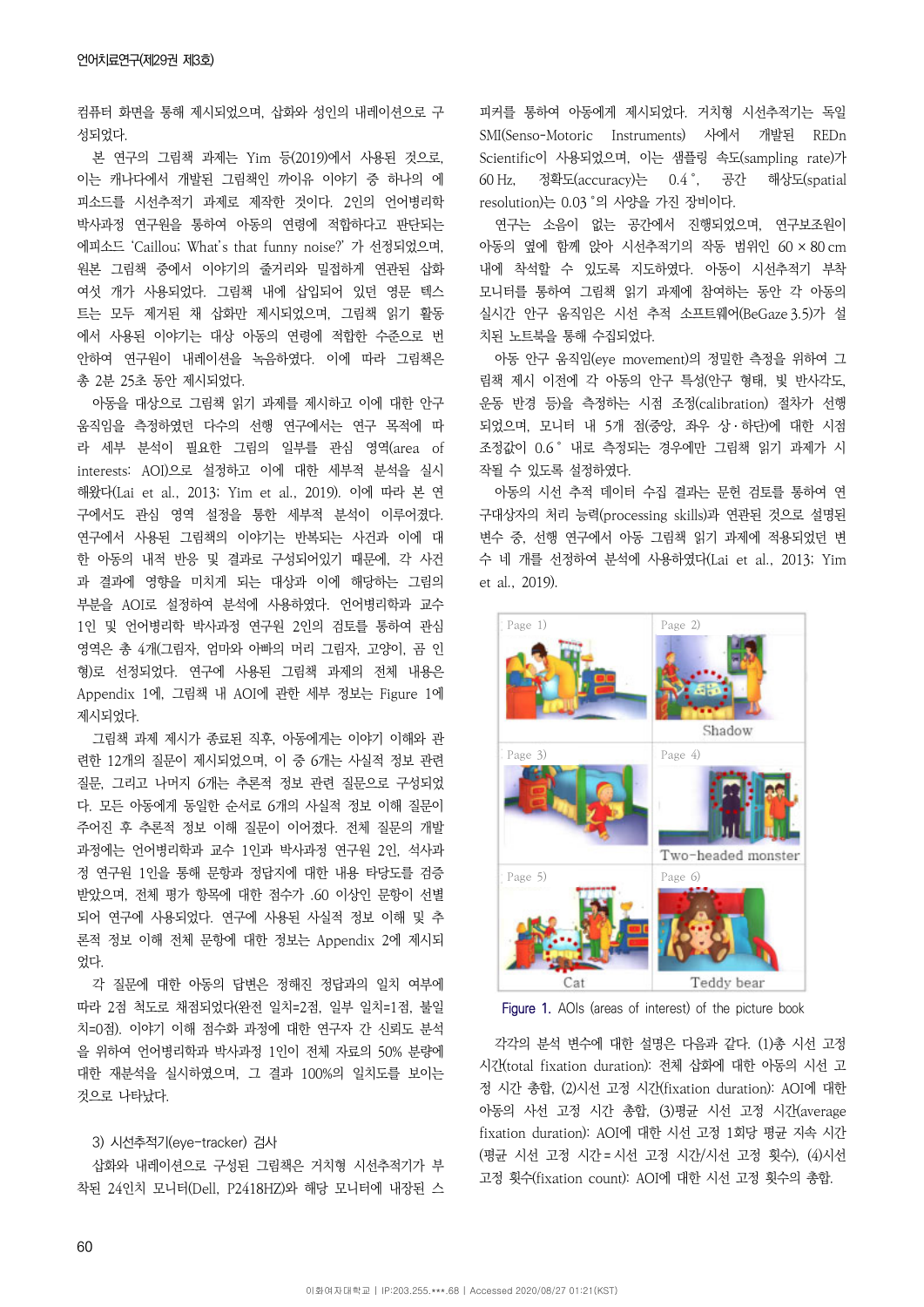컴퓨터 화면을 통해 제시되었으며, 삽화와 성인의 내레이션으로 구성되었다.

본 연구의 그림책 과제는 Yim 등(2019)에서 사용된 것으로, 이는 캐나다에서 개발된 그림책인 까이우 이야기 중 하나의 에피소드를 시선추적기 과제로 제작한 것이다. 2인의 언어병리학 박사과정 연구원을 통하여 아동의 연령에 적합하다고 판단되는 에피소드 'Caillou: What's that funny noise?' 가 선정되었으며, 원본 그림책 중에서 이야기의 줄거리와 밀접하게 연관된 삽화 여섯 개가 사용되었다. 그림책 내에 삽입되어 있던 영문 텍스트는 모두 제거된 채 삽화만 제시되었으며, 그림책 읽기 활동에서 사용된 이야기는 대상 아동의 연령에 적합한 수준으로 번안하여 연구원이 내레이션을 녹음하였다. 이에 따라 그림책은 총 2분 25초 동안 제시되었다.

아동을 대상으로 그림책 읽기 과제를 제시하고 이에 대한 안구 움직임을 측정하였던 다수의 선행 연구에서는 연구 목적에 따라 세부 분석이 필요한 그림의 일부를 관심 영역(area of interests: AOI)으로 설정하고 이에 대한 세부적 분석을 실시해왔다(Lai et al., 2013; Yim et al., 2019). 이에 따라 본 연구에서도 관심 영역 설정을 통한 세부적 분석이 이루어졌다. 연구에서 사용된 그림책의 이야기는 반복되는 사건과 이에 대한 아동의 내적 반응 및 결과로 구성되어있기 때문에, 각 사건과 결과에 영향을 미치게 되는 대상과 이에 해당하는 그림의 부분을 AOI로 설정하여 분석에 사용하였다. 언어병리학과 교수 1인 및 언어병리학 박사과정 연구원 2인의 검토를 통하여 관심 영역은 총 4개(그림자, 엄마와 아빠의 머리 그림자, 고양이, 곰 인형)로 선정되었다. 연구에 사용된 그림책 과제의 전체 내용은 Appendix 1에, 그림책 내 AOI에 관한 세부 정보는 Figure 1에 제시되었다.

그림책 과제 제시가 종료된 직후, 아동에게는 이야기 이해와 관련한 12개의 질문이 제시되었으며, 이 중 6개는 사실적 정보 관련 질문, 그리고 나머지 6개는 추론적 정보 관련 질문으로 구성되었다. 모든 아동에게 동일한 순서로 6개의 사실적 정보 이해 질문이 주어진 후 추론적 정보 이해 질문이 이어졌다. 전체 질문의 개발 과정에는 언어병리학과 교수 1인과 박사과정 연구원 2인, 석사과정 연구원 1인을 통해 문항과 정답지에 대한 내용 타당도를 검증받았으며, 전체 평가 항목에 대한 점수가 .60 이상인 문항이 선별되어 연구에 사용되었다. 연구에 사용된 사실적 정보 이해 및 추론적 정보 이해 전체 문항에 대한 정보는 Appendix 2에 제시되었다.

각 질문에 대한 아동의 답변은 정해진 정답과의 일치 여부에 따라 2점 척도로 채점되었다(완전 일치=2점, 일부 일치=1점, 불일치=0점). 이야기 이해 점수화 과정에 대한 연구자 간 신뢰도 분석을 위하여 언어병리학과 박사과정 1인이 전체 자료의 50% 분량에 대한 재분석을 실시하였으며, 그 결과 100%의 일치도를 보이는 것으로 나타났다.

### 3) 시선추적기(eye-tracker) 검사

삽화와 내레이션으로 구성된 그림책은 거치형 시선추적기가 부착된 24인치 모니터(Dell, P2418HZ)와 해당 모니터에 내장된 스피커를 통하여 아동에게 제시되었다. 거치형 시선추적기는 독일 SMI(Senso-Motoric Instruments) 사에서 개발된 REDn Scientific이 사용되었으며, 이는 샘플링 속도(sampling rate)가 60 Hz, 정확도(accuracy)는 0.4˚, 공간 해상도(spatial resolution)는 0.03˚의 사양을 가진 장비이다.

연구는 소음이 없는 공간에서 진행되었으며, 연구보조원이 아동의 옆에 함께 앉아 시선추적기의 작동 범위인 60 × 80 cm 내에 착석할 수 있도록 지도하였다. 아동이 시선추적기 부착 모니터를 통하여 그림책 읽기 과제에 참여하는 동안 각 아동의 실시간 안구 움직임은 시선 추적 소프트웨어(BeGaze 3.5)가 설치된 노트북을 통해 수집되었다.

아동 안구 움직임(eye movement)의 정밀한 측정을 위하여 그림책 제시 이전에 각 아동의 안구 특성(안구 형태, 빛 반사각도, 운동 반경 등)을 측정하는 시점 조정(calibration) 절차가 선행되었으며, 모니터 내 5개 점(중앙, 좌우 상·하단)에 대한 시점 조정값이 0.6˚ 내로 측정되는 경우에만 그림책 읽기 과제가 시작될 수 있도록 설정하였다.

아동의 시선 추적 데이터 수집 결과는 문헌 검토를 통하여 연구대상자의 처리 능력(processing skills)과 연관된 것으로 설명된 변수 중, 선행 연구에서 아동 그림책 읽기 과제에 적용되었던 변수 네 개를 선정하여 분석에 사용하였다(Lai et al., 2013; Yim et al., 2019).

Figure 1. AOIs (areas of interest) of the picture book

각각의 분석 변수에 대한 설명은 다음과 같다. (1)총 시선 고정 시간(total fixation duration): 전체 삽화에 대한 아동의 시선 고정 시간 총합, (2)시선 고정 시간(fixation duration): AOI에 대한 아동의 사선 고정 시간 총합, (3)평균 시선 고정 시간(average fixation duration): AOI에 대한 시선 고정 1회당 평균 지속 시간(평균 시선 고정 시간 = 시선 고정 시간/시선 고정 횟수), (4)시선 고정 횟수(fixation count): AOI에 대한 시선 고정 횟수의 총합.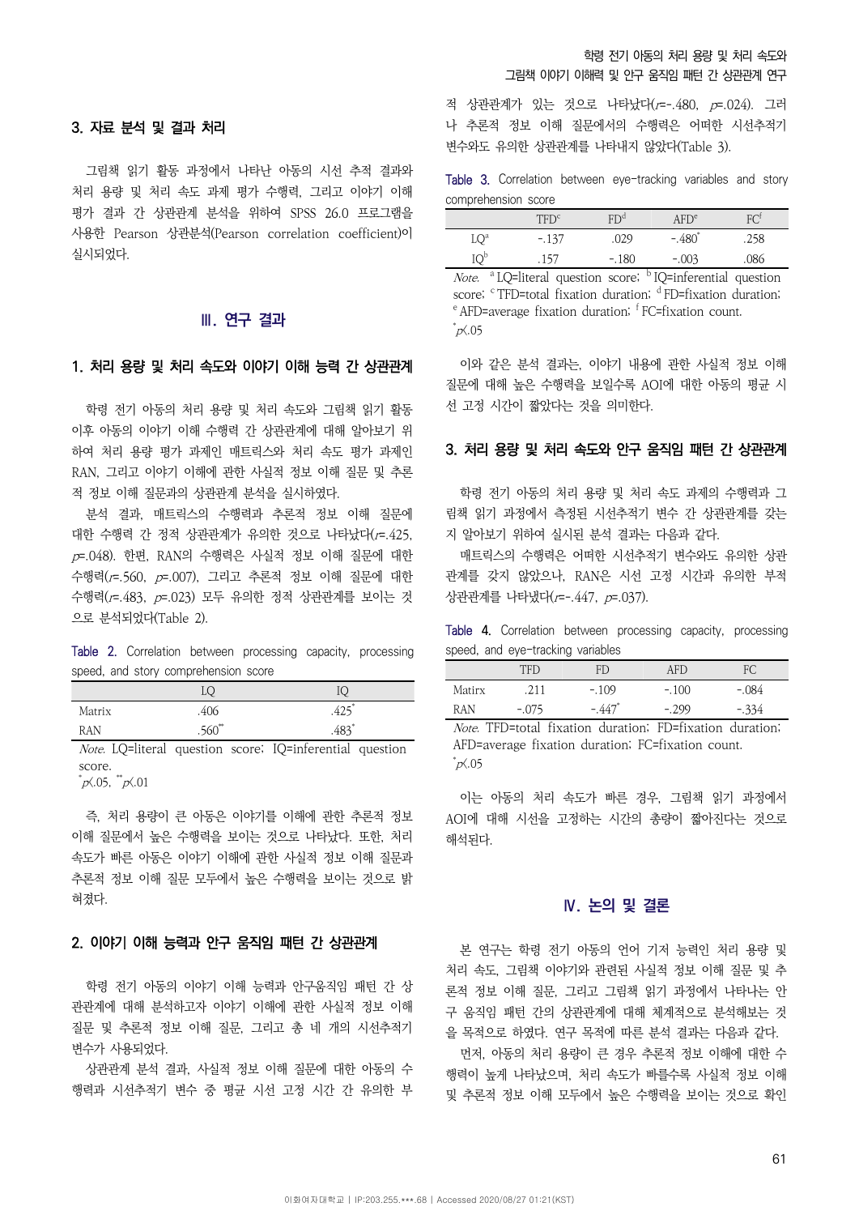### 3. 자료 분석 및 결과 처리

그림책 읽기 활동 과정에서 나타난 아동의 시선 추적 결과와 처리 용량 및 처리 속도 과제 평가 수행력, 그리고 이야기 이해 평가 결과 간 상관관계 분석을 위하여 SPSS 26.0 프로그램을 사용한 Pearson 상관분석(Pearson correlation coefficient)이 실시되었다.

## Ⅲ. 연구 결과

### 1. 처리 용량 및 처리 속도와 이야기 이해 능력 간 상관관계

학령 전기 아동의 처리 용량 및 처리 속도와 그림책 읽기 활동 이후 아동의 이야기 이해 수행력 간 상관관계에 대해 알아보기 위하여 처리 용량 평가 과제인 매트릭스와 처리 속도 평가 과제인 RAN, 그리고 이야기 이해에 관한 사실적 정보 이해 질문 및 추론적 정보 이해 질문과의 상관관계 분석을 실시하였다.

분석 결과, 매트릭스의 수행력과 추론적 정보 이해 질문에 대한 수행력 간 정적 상관관계가 유의한 것으로 나타났다($r$=.425, $p$=.048). 한편, RAN의 수행력은 사실적 정보 이해 질문에 대한 수행력($r$=.560, $p$=.007), 그리고 추론적 정보 이해 질문에 대한 수행력($r$=.483, $p$=.023) 모두 유의한 정적 상관관계를 보이는 것으로 분석되었다(Table 2).

Table 2. Correlation between processing capacity, processing speed, and story comprehension score

| | LQ | IQ |
|---|---|---|
| Matrix | .406 | .425* |
| RAN | .560** | .483* |

*Note.* LQ=literal question score; IQ=inferential question score.
*$p$<.05, **$p$<.01

즉, 처리 용량이 큰 아동은 이야기를 이해에 관한 추론적 정보 이해 질문에서 높은 수행력을 보이는 것으로 나타났다. 또한, 처리 속도가 빠른 아동은 이야기 이해에 관한 사실적 정보 이해 질문과 추론적 정보 이해 질문 모두에서 높은 수행력을 보이는 것으로 밝혀졌다.

### 2. 이야기 이해 능력과 안구 움직임 패턴 간 상관관계

학령 전기 아동의 이야기 이해 능력과 안구움직임 패턴 간 상관관계에 대해 분석하고자 이야기 이해에 관한 사실적 정보 이해 질문 및 추론적 정보 이해 질문, 그리고 총 네 개의 시선추적기 변수가 사용되었다.

상관관계 분석 결과, 사실적 정보 이해 질문에 대한 아동의 수행력과 시선추적기 변수 중 평균 시선 고정 시간 간 유의한 부적 상관관계가 있는 것으로 나타났다($r$=-.480, $p$=.024). 그러나 추론적 정보 이해 질문에서의 수행력은 어떠한 시선추적기 변수와도 유의한 상관관계를 나타내지 않았다(Table 3).

Table 3. Correlation between eye-tracking variables and story comprehension score

| | TFD[c] | FD[d] | AFD[e] | FC[f] |
|---|---|---|---|---|
| LQ[a] | -.137 | .029 | -.480* | .258 |
| IQ[b] | .157 | -.180 | -.003 | .086 |

*Note.* [a] LQ=literal question score; [b] IQ=inferential question score; [c] TFD=total fixation duration; [d] FD=fixation duration; [e] AFD=average fixation duration; [f] FC=fixation count.
*$p$<.05

이와 같은 분석 결과는, 이야기 내용에 관한 사실적 정보 이해 질문에 대해 높은 수행력을 보일수록 AOI에 대한 아동의 평균 시선 고정 시간이 짧았다는 것을 의미한다.

### 3. 처리 용량 및 처리 속도와 안구 움직임 패턴 간 상관관계

학령 전기 아동의 처리 용량 및 처리 속도 과제의 수행력과 그림책 읽기 과정에서 측정된 시선추적기 변수 간 상관관계를 갖는지 알아보기 위하여 실시된 분석 결과는 다음과 같다.

매트릭스의 수행력은 어떠한 시선추적기 변수와도 유의한 상관관계를 갖지 않았으나, RAN은 시선 고정 시간과 유의한 부적 상관관계를 나타냈다($r$=-.447, $p$=.037).

Table 4. Correlation between processing capacity, processing speed, and eye-tracking variables

| | TFD | FD | AFD | FC |
|---|---|---|---|---|
| Matirx | .211 | -.109 | -.100 | -.084 |
| RAN | -.075 | -.447* | -.299 | -.334 |

*Note.* TFD=total fixation duration; FD=fixation duration; AFD=average fixation duration; FC=fixation count.
*$p$<.05

이는 아동의 처리 속도가 빠른 경우, 그림책 읽기 과정에서 AOI에 대해 시선을 고정하는 시간의 총량이 짧아진다는 것으로 해석된다.

## Ⅳ. 논의 및 결론

본 연구는 학령 전기 아동의 언어 기저 능력인 처리 용량 및 처리 속도, 그림책 이야기와 관련된 사실적 정보 이해 질문 및 추론적 정보 이해 질문, 그리고 그림책 읽기 과정에서 나타나는 안구 움직임 패턴 간의 상관관계에 대해 체계적으로 분석해보는 것을 목적으로 하였다. 연구 목적에 따른 분석 결과는 다음과 같다.

먼저, 아동의 처리 용량이 큰 경우 추론적 정보 이해에 대한 수행력이 높게 나타났으며, 처리 속도가 빠를수록 사실적 정보 이해 및 추론적 정보 이해 모두에서 높은 수행력을 보이는 것으로 확인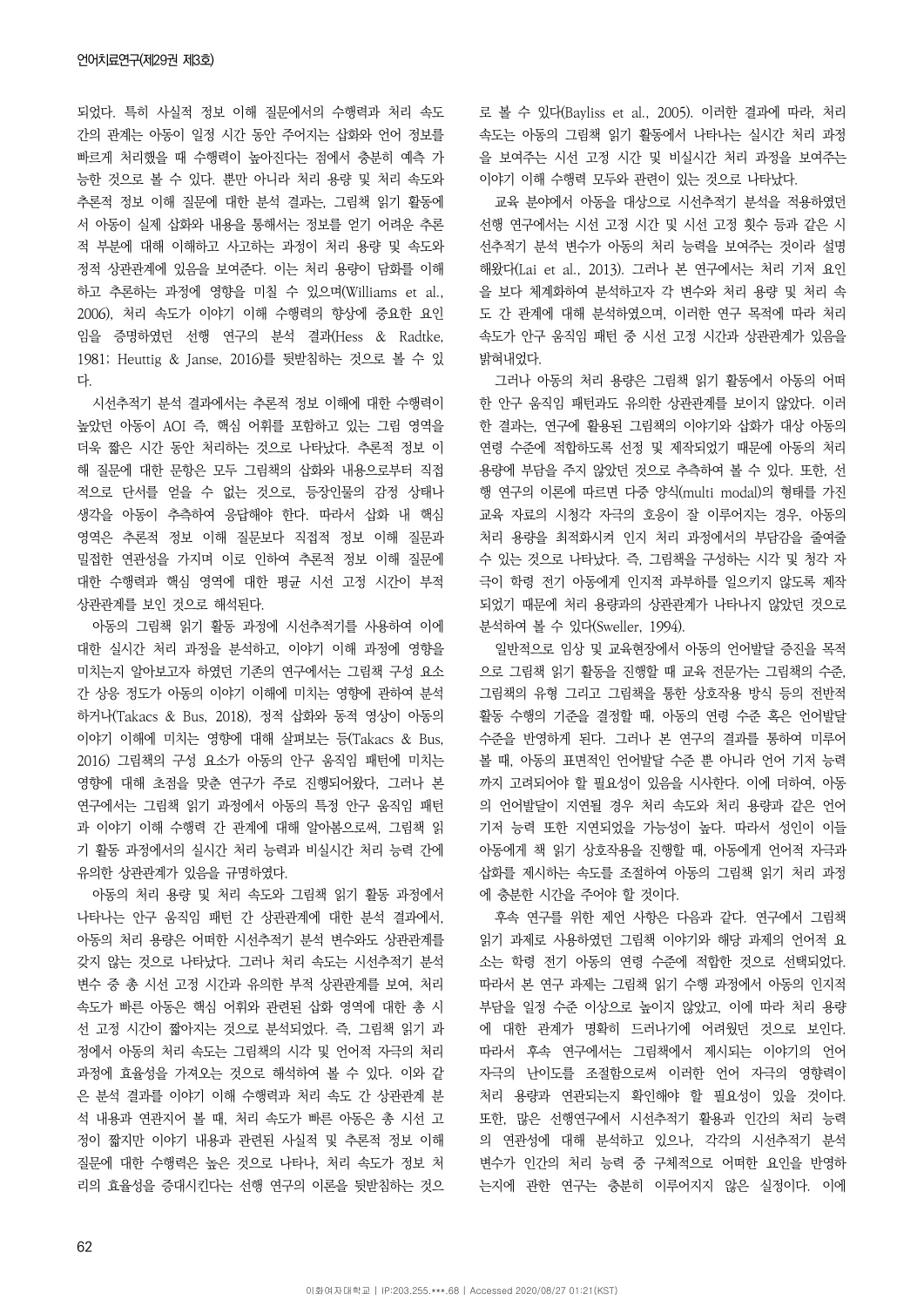되었다. 특히 사실적 정보 이해 질문에서의 수행력과 처리 속도 간의 관계는 아동이 일정 시간 동안 주어지는 삽화와 언어 정보를 빠르게 처리했을 때 수행력이 높아진다는 점에서 충분히 예측 가능한 것으로 볼 수 있다. 뿐만 아니라 처리 용량 및 처리 속도와 추론적 정보 이해 질문에 대한 분석 결과는, 그림책 읽기 활동에서 아동이 실제 삽화와 내용을 통해서는 정보를 얻기 어려운 추론적 부분에 대해 이해하고 사고하는 과정이 처리 용량 및 속도와 정적 상관관계에 있음을 보여준다. 이는 처리 용량이 담화를 이해하고 추론하는 과정에 영향을 미칠 수 있으며(Williams et al., 2006), 처리 속도가 이야기 이해 수행력의 향상에 중요한 요인임을 증명하였던 선행 연구의 분석 결과(Hess & Radtke, 1981; Heuttig & Janse, 2016)를 뒷받침하는 것으로 볼 수 있다.

시선추적기 분석 결과에서는 추론적 정보 이해에 대한 수행력이 높았던 아동이 AOI 즉, 핵심 어휘를 포함하고 있는 그림 영역을 더욱 짧은 시간 동안 처리하는 것으로 나타났다. 추론적 정보 이해 질문에 대한 문항은 모두 그림책의 삽화와 내용으로부터 직접적으로 단서를 얻을 수 없는 것으로, 등장인물의 감정 상태나 생각을 아동이 추측하여 응답해야 한다. 따라서 삽화 내 핵심 영역은 추론적 정보 이해 질문보다 직접적 정보 이해 질문과 밀접한 연관성을 가지며 이로 인하여 추론적 정보 이해 질문에 대한 수행력과 핵심 영역에 대한 평균 시선 고정 시간이 부적 상관관계를 보인 것으로 해석된다.

아동의 그림책 읽기 활동 과정에 시선추적기를 사용하여 이에 대한 실시간 처리 과정을 분석하고, 이야기 이해 과정에 영향을 미치는지 알아보고자 하였던 기존의 연구에서는 그림책 구성 요소 간 상응 정도가 아동의 이야기 이해에 미치는 영향에 관하여 분석하거나(Takacs & Bus, 2018), 정적 삽화와 동적 영상이 아동의 이야기 이해에 미치는 영향에 대해 살펴보는 등(Takacs & Bus, 2016) 그림책의 구성 요소가 아동의 안구 움직임 패턴에 미치는 영향에 대해 초점을 맞춘 연구가 주로 진행되어왔다. 그러나 본 연구에서는 그림책 읽기 과정에서 아동의 특정 안구 움직임 패턴과 이야기 이해 수행력 간 관계에 대해 알아봄으로써, 그림책 읽기 활동 과정에서의 실시간 처리 능력과 비실시간 처리 능력 간에 유의한 상관관계가 있음을 규명하였다.

아동의 처리 용량 및 처리 속도와 그림책 읽기 활동 과정에서 나타나는 안구 움직임 패턴 간 상관관계에 대한 분석 결과에서, 아동의 처리 용량은 어떠한 시선추적기 분석 변수와도 상관관계를 갖지 않는 것으로 나타났다. 그러나 처리 속도는 시선추적기 분석 변수 중 총 시선 고정 시간과 유의한 부적 상관관계를 보여, 처리 속도가 빠른 아동은 핵심 어휘와 관련된 삽화 영역에 대한 총 시선 고정 시간이 짧아지는 것으로 분석되었다. 즉, 그림책 읽기 과정에서 아동의 처리 속도는 그림책의 시각 및 언어적 자극의 처리 과정에 효율성을 가져오는 것으로 해석하여 볼 수 있다. 이와 같은 분석 결과를 이야기 이해 수행력과 처리 속도 간 상관관계 분석 내용과 연관지어 볼 때, 처리 속도가 빠른 아동은 총 시선 고정이 짧지만 이야기 내용과 관련된 사실적 및 추론적 정보 이해 질문에 대한 수행력은 높은 것으로 나타나, 처리 속도가 정보 처리의 효율성을 증대시킨다는 선행 연구의 이론을 뒷받침하는 것으로 볼 수 있다(Bayliss et al., 2005). 이러한 결과에 따라, 처리 속도는 아동의 그림책 읽기 활동에서 나타나는 실시간 처리 과정을 보여주는 시선 고정 시간 및 비실시간 처리 과정을 보여주는 이야기 이해 수행력 모두와 관련이 있는 것으로 나타났다.

교육 분야에서 아동을 대상으로 시선추적기 분석을 적용하였던 선행 연구에서는 시선 고정 시간 및 시선 고정 횟수 등과 같은 시선추적기 분석 변수가 아동의 처리 능력을 보여주는 것이라 설명해왔다(Lai et al., 2013). 그러나 본 연구에서는 처리 기저 요인을 보다 체계화하여 분석하고자 각 변수와 처리 용량 및 처리 속도 간 관계에 대해 분석하였으며, 이러한 연구 목적에 따라 처리 속도가 안구 움직임 패턴 중 시선 고정 시간과 상관관계가 있음을 밝혀내었다.

그러나 아동의 처리 용량은 그림책 읽기 활동에서 아동의 어떠한 안구 움직임 패턴과도 유의한 상관관계를 보이지 않았다. 이러한 결과는, 연구에 활용된 그림책의 이야기와 삽화가 대상 아동의 연령 수준에 적합하도록 선정 및 제작되었기 때문에 아동의 처리 용량에 부담을 주지 않았던 것으로 추측하여 볼 수 있다. 또한, 선행 연구의 이론에 따르면 다중 양식(multi modal)의 형태를 가진 교육 자료의 시청각 자극의 호응이 잘 이루어지는 경우, 아동의 처리 용량을 최적화시켜 인지 처리 과정에서의 부담감을 줄여줄 수 있는 것으로 나타났다. 즉, 그림책을 구성하는 시각 및 청각 자극이 학령 전기 아동에게 인지적 과부하를 일으키지 않도록 제작되었기 때문에 처리 용량과의 상관관계가 나타나지 않았던 것으로 분석하여 볼 수 있다(Sweller, 1994).

일반적으로 임상 및 교육현장에서 아동의 언어발달 증진을 목적으로 그림책 읽기 활동을 진행할 때 교육 전문가는 그림책의 수준, 그림책의 유형 그리고 그림책을 통한 상호작용 방식 등의 전반적 활동 수행의 기준을 결정할 때, 아동의 연령 수준 혹은 언어발달 수준을 반영하게 된다. 그러나 본 연구의 결과를 통하여 미루어 볼 때, 아동의 표면적인 언어발달 수준 뿐 아니라 언어 기저 능력까지 고려되어야 할 필요성이 있음을 시사한다. 이에 더하여, 아동의 언어발달이 지연될 경우 처리 속도와 처리 용량과 같은 언어 기저 능력 또한 지연되었을 가능성이 높다. 따라서 성인이 이들 아동에게 책 읽기 상호작용을 진행할 때, 아동에게 언어적 자극과 삽화를 제시하는 속도를 조절하여 아동의 그림책 읽기 처리 과정에 충분한 시간을 주어야 할 것이다.

후속 연구를 위한 제언 사항은 다음과 같다. 연구에서 그림책 읽기 과제로 사용하였던 그림책 이야기와 해당 과제의 언어적 요소는 학령 전기 아동의 연령 수준에 적합한 것으로 선택되었다. 따라서 본 연구 과제는 그림책 읽기 수행 과정에서 아동의 인지적 부담을 일정 수준 이상으로 높이지 않았고, 이에 따라 처리 용량에 대한 관계가 명확히 드러나기에 어려웠던 것으로 보인다. 따라서 후속 연구에서는 그림책에서 제시되는 이야기의 언어 자극의 난이도를 조절함으로써 이러한 언어 자극의 영향력이 처리 용량과 연관되는지 확인해야 할 필요성이 있을 것이다. 또한, 많은 선행연구에서 시선추적기 활용과 인간의 처리 능력의 연관성에 대해 분석하고 있으나, 각각의 시선추적기 분석 변수가 인간의 처리 능력 중 구체적으로 어떠한 요인을 반영하는지에 관한 연구는 충분히 이루어지지 않은 실정이다. 이에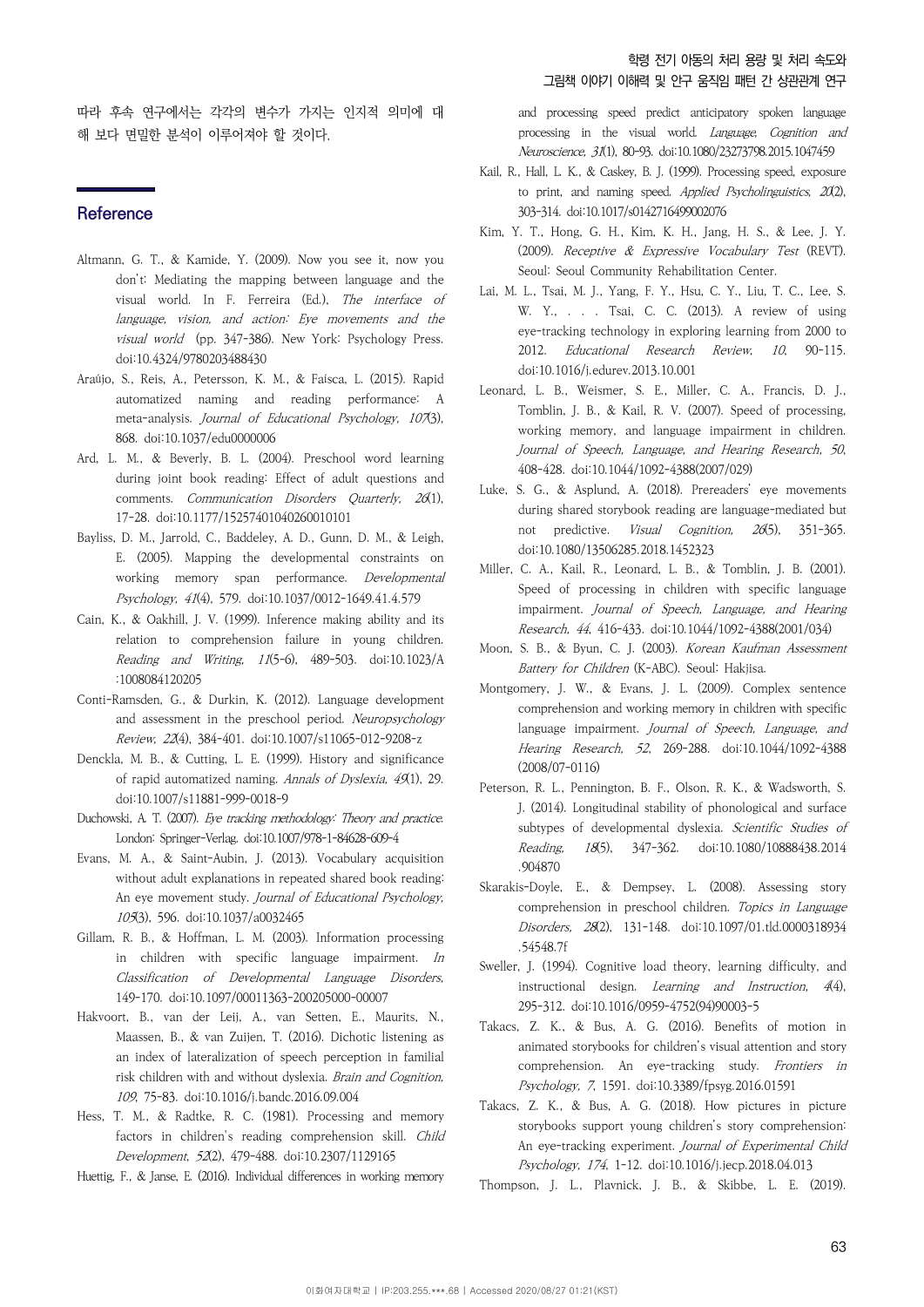따라 후속 연구에서는 각각의 변수가 가지는 인지적 의미에 대해 보다 면밀한 분석이 이루어져야 할 것이다.

## Reference

Altmann, G. T., & Kamide, Y. (2009). Now you see it, now you don't: Mediating the mapping between language and the visual world. In F. Ferreira (Ed.), *The interface of language, vision, and action: Eye movements and the visual world* (pp. 347-386). New York: Psychology Press. doi:10.4324/9780203488430

Araújo, S., Reis, A., Petersson, K. M., & Faísca, L. (2015). Rapid automatized naming and reading performance: A meta-analysis. *Journal of Educational Psychology, 107*(3), 868. doi:10.1037/edu0000006

Ard, L. M., & Beverly, B. L. (2004). Preschool word learning during joint book reading: Effect of adult questions and comments. *Communication Disorders Quarterly, 26*(1), 17-28. doi:10.1177/15257401040260010101

Bayliss, D. M., Jarrold, C., Baddeley, A. D., Gunn, D. M., & Leigh, E. (2005). Mapping the developmental constraints on working memory span performance. *Developmental Psychology, 41*(4), 579. doi:10.1037/0012-1649.41.4.579

Cain, K., & Oakhill, J. V. (1999). Inference making ability and its relation to comprehension failure in young children. *Reading and Writing, 11*(5-6), 489-503. doi:10.1023/A:1008084120205

Conti-Ramsden, G., & Durkin, K. (2012). Language development and assessment in the preschool period. *Neuropsychology Review, 22*(4), 384-401. doi:10.1007/s11065-012-9208-z

Denckla, M. B., & Cutting, L. E. (1999). History and significance of rapid automatized naming. *Annals of Dyslexia, 49*(1), 29. doi:10.1007/s11881-999-0018-9

Duchowski, A. T. (2007). *Eye tracking methodology: Theory and practice.* London: Springer-Verlag. doi:10.1007/978-1-84628-609-4

Evans, M. A., & Saint-Aubin, J. (2013). Vocabulary acquisition without adult explanations in repeated shared book reading: An eye movement study. *Journal of Educational Psychology, 105*(3), 596. doi:10.1037/a0032465

Gillam, R. B., & Hoffman, L. M. (2003). Information processing in children with specific language impairment. *In Classification of Developmental Language Disorders,* 149-170. doi:10.1097/00011363-200205000-00007

Hakvoort, B., van der Leij, A., van Setten, E., Maurits, N., Maassen, B., & van Zuijen, T. (2016). Dichotic listening as an index of lateralization of speech perception in familial risk children with and without dyslexia. *Brain and Cognition, 109,* 75-83. doi:10.1016/j.bandc.2016.09.004

Hess, T. M., & Radtke, R. C. (1981). Processing and memory factors in children's reading comprehension skill. *Child Development, 52*(2), 479-488. doi:10.2307/1129165

Huettig, F., & Janse, E. (2016). Individual differences in working memory and processing speed predict anticipatory spoken language processing in the visual world. *Language, Cognition and Neuroscience, 31*(1), 80-93. doi:10.1080/23273798.2015.1047459

Kail, R., Hall, L. K., & Caskey, B. J. (1999). Processing speed, exposure to print, and naming speed. *Applied Psycholinguistics, 20*(2), 303-314. doi:10.1017/s0142716499002076

Kim, Y. T., Hong, G. H., Kim, K. H., Jang, H. S., & Lee, J. Y. (2009). *Receptive & Expressive Vocabulary Test* (REVT). Seoul: Seoul Community Rehabilitation Center.

Lai, M. L., Tsai, M. J., Yang, F. Y., Hsu, C. Y., Liu, T. C., Lee, S. W. Y., . . . Tsai, C. C. (2013). A review of using eye-tracking technology in exploring learning from 2000 to 2012. *Educational Research Review, 10,* 90-115. doi:10.1016/j.edurev.2013.10.001

Leonard, L. B., Weismer, S. E., Miller, C. A., Francis, D. J., Tomblin, J. B., & Kail, R. V. (2007). Speed of processing, working memory, and language impairment in children. *Journal of Speech, Language, and Hearing Research, 50,* 408-428. doi:10.1044/1092-4388(2007/029)

Luke, S. G., & Asplund, A. (2018). Prereaders' eye movements during shared storybook reading are language-mediated but not predictive. *Visual Cognition, 26*(5), 351-365. doi:10.1080/13506285.2018.1452323

Miller, C. A., Kail, R., Leonard, L. B., & Tomblin, J. B. (2001). Speed of processing in children with specific language impairment. *Journal of Speech, Language, and Hearing Research, 44,* 416-433. doi:10.1044/1092-4388(2001/034)

Moon, S. B., & Byun, C. J. (2003). *Korean Kaufman Assessment Battery for Children* (K-ABC). Seoul: Hakjisa.

Montgomery, J. W., & Evans, J. L. (2009). Complex sentence comprehension and working memory in children with specific language impairment. *Journal of Speech, Language, and Hearing Research, 52,* 269-288. doi:10.1044/1092-4388(2008/07-0116)

Peterson, R. L., Pennington, B. F., Olson, R. K., & Wadsworth, S. J. (2014). Longitudinal stability of phonological and surface subtypes of developmental dyslexia. *Scientific Studies of Reading, 18*(5), 347-362. doi:10.1080/10888438.2014.904870

Skarakis-Doyle, E., & Dempsey, L. (2008). Assessing story comprehension in preschool children. *Topics in Language Disorders, 28*(2), 131-148. doi:10.1097/01.tld.0000318934.54548.7f

Sweller, J. (1994). Cognitive load theory, learning difficulty, and instructional design. *Learning and Instruction, 4*(4), 295-312. doi:10.1016/0959-4752(94)90003-5

Takacs, Z. K., & Bus, A. G. (2016). Benefits of motion in animated storybooks for children's visual attention and story comprehension. An eye-tracking study. *Frontiers in Psychology, 7,* 1591. doi:10.3389/fpsyg.2016.01591

Takacs, Z. K., & Bus, A. G. (2018). How pictures in picture storybooks support young children's story comprehension: An eye-tracking experiment. *Journal of Experimental Child Psychology, 174,* 1-12. doi:10.1016/j.jecp.2018.04.013

Thompson, J. L., Plavnick, J. B., & Skibbe, L. E. (2019).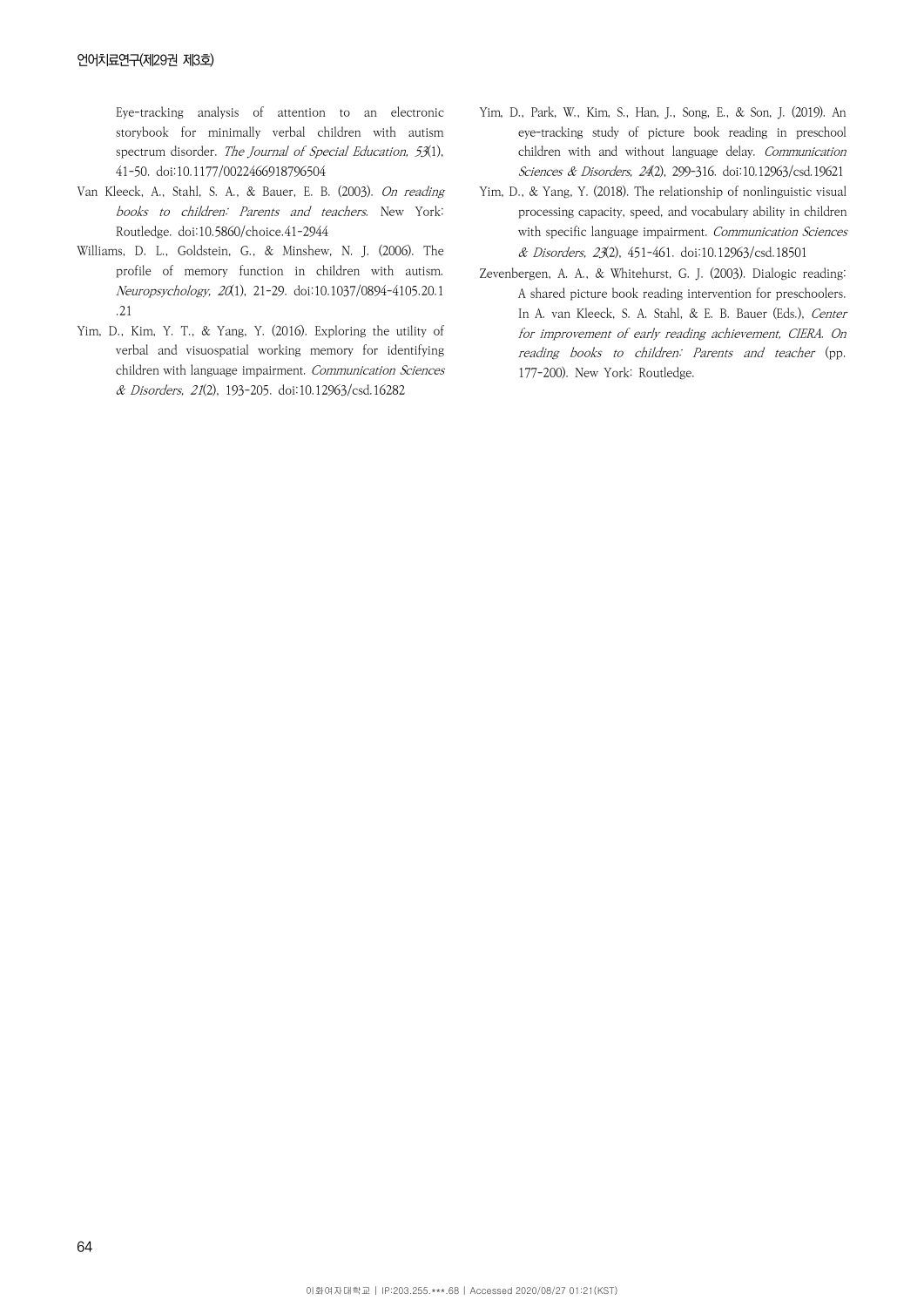Eye-tracking analysis of attention to an electronic storybook for minimally verbal children with autism spectrum disorder. *The Journal of Special Education, 53*(1), 41-50. doi:10.1177/0022466918796504

Van Kleeck, A., Stahl, S. A., & Bauer, E. B. (2003). *On reading books to children: Parents and teachers*. New York: Routledge. doi:10.5860/choice.41-2944

Williams, D. L., Goldstein, G., & Minshew, N. J. (2006). The profile of memory function in children with autism. *Neuropsychology, 20*(1), 21-29. doi:10.1037/0894-4105.20.1.21

Yim, D., Kim, Y. T., & Yang, Y. (2016). Exploring the utility of verbal and visuospatial working memory for identifying children with language impairment. *Communication Sciences & Disorders, 21*(2), 193-205. doi:10.12963/csd.16282

Yim, D., Park, W., Kim, S., Han, J., Song, E., & Son, J. (2019). An eye-tracking study of picture book reading in preschool children with and without language delay. *Communication Sciences & Disorders, 24*(2), 299-316. doi:10.12963/csd.19621

Yim, D., & Yang, Y. (2018). The relationship of nonlinguistic visual processing capacity, speed, and vocabulary ability in children with specific language impairment. *Communication Sciences & Disorders, 23*(2), 451-461. doi:10.12963/csd.18501

Zevenbergen, A. A., & Whitehurst, G. J. (2003). Dialogic reading: A shared picture book reading intervention for preschoolers. In A. van Kleeck, S. A. Stahl, & E. B. Bauer (Eds.), *Center for improvement of early reading achievement, CIERA. On reading books to children: Parents and teacher* (pp. 177-200). New York: Routledge.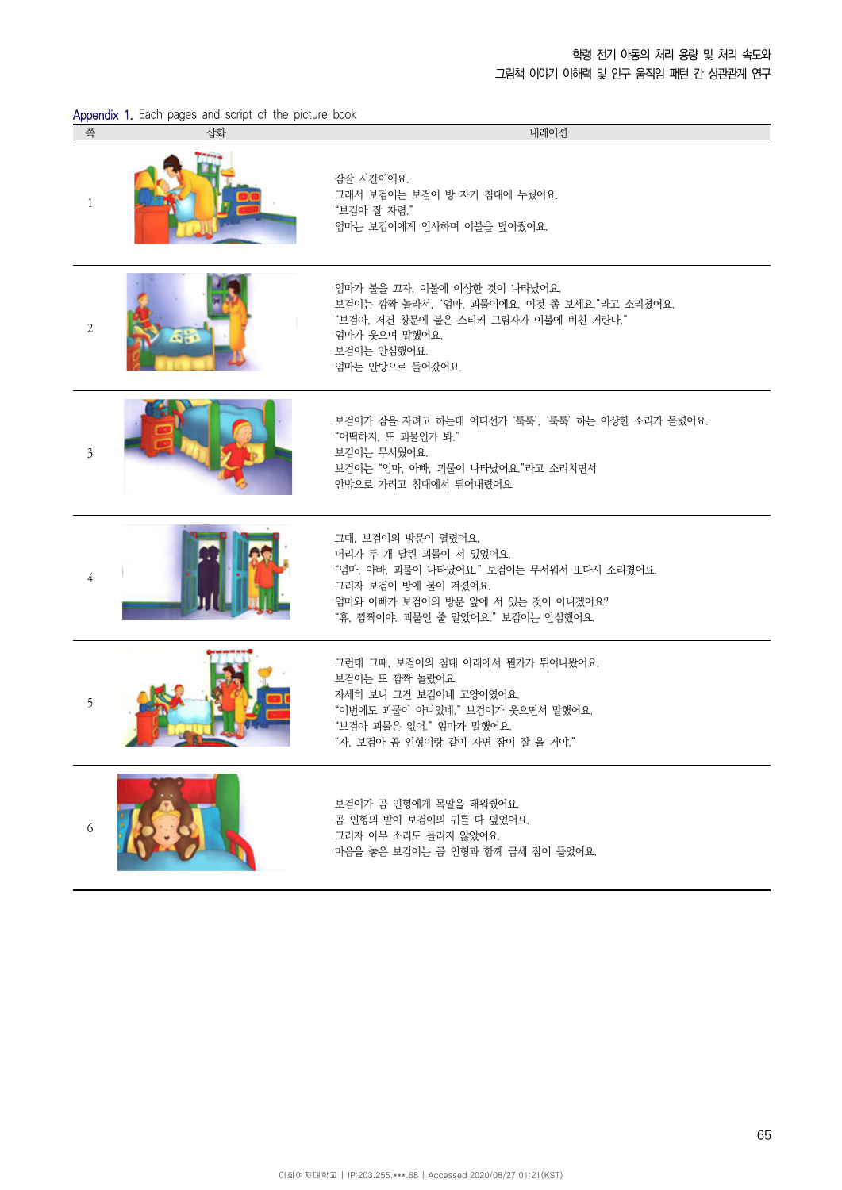Appendix 1. Each pages and script of the picture book

| 쪽 | 삽화 | 내레이션 |
|---|---|---|
| 1 | | 잠잘 시간이에요.<br>그래서 보검이는 보검이 방 자기 침대에 누웠어요.<br>"보검아 잘 자렴."<br>엄마는 보검이에게 인사하며 이불을 덮어줬어요. |
| 2 | | 엄마가 불을 끄자, 이불에 이상한 것이 나타났어요.<br>보검이는 깜짝 놀라서, "엄마, 괴물이에요. 이것 좀 보세요."라고 소리쳤어요.<br>"보검아, 저건 창문에 붙은 스티커 그림자가 이불에 비친 거란다."<br>엄마가 웃으며 말했어요.<br>보검이는 안심했어요.<br>엄마는 안방으로 들어갔어요. |
| 3 | | 보검이가 잠을 자려고 하는데 어디선가 '툭툭', '툭툭' 하는 이상한 소리가 들렸어요.<br>"어떡하지, 또 괴물인가 봐."<br>보검이는 무서웠어요.<br>보검이는 "엄마, 아빠, 괴물이 나타났어요."라고 소리치면서<br>안방으로 가려고 침대에서 뛰어내렸어요. |
| 4 | | 그때, 보검이의 방문이 열렸어요.<br>머리가 두 개 달린 괴물이 서 있었어요.<br>"엄마, 아빠, 괴물이 나타났어요." 보검이는 무서워서 또다시 소리쳤어요.<br>그러자 보검이 방에 불이 켜졌어요.<br>엄마와 아빠가 보검이의 방문 앞에 서 있는 것이 아니겠어요?<br>"휴, 깜짝이야. 괴물인 줄 알았어요." 보검이는 안심했어요. |
| 5 | | 그런데 그때, 보검이의 침대 아래에서 뭔가가 튀어나왔어요.<br>보검이는 또 깜짝 놀랐어요.<br>자세히 보니 그건 보검이네 고양이였어요.<br>"이번에도 괴물이 아니었네." 보검이가 웃으면서 말했어요.<br>"보검아 괴물은 없어." 엄마가 말했어요.<br>"자, 보검아 곰 인형이랑 같이 자면 잠이 잘 올 거야." |
| 6 | | 보검이가 곰 인형에게 목말을 태워줬어요.<br>곰 인형의 발이 보검이의 귀를 다 덮었어요.<br>그러자 아무 소리도 들리지 않았어요.<br>마음을 놓은 보검이는 곰 인형과 함께 금세 잠이 들었어요. |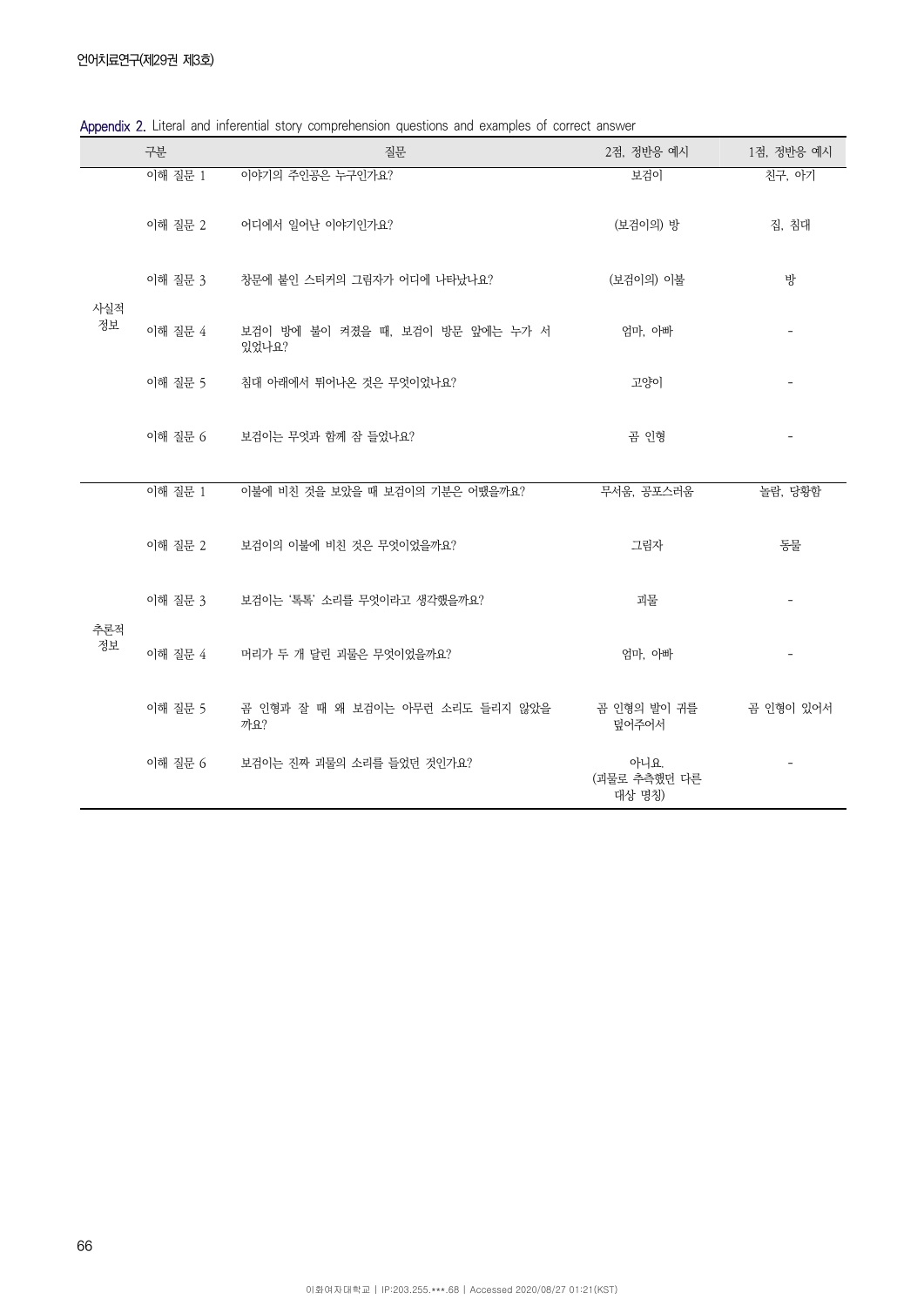**Appendix 2.** Literal and inferential story comprehension questions and examples of correct answer

| | 구분 | 질문 | 2점, 정반응 예시 | 1점, 정반응 예시 |
|---|---|---|---|---|
| 사실적 정보 | 이해 질문 1 | 이야기의 주인공은 누구인가요? | 보검이 | 친구, 아기 |
| | 이해 질문 2 | 어디에서 일어난 이야기인가요? | (보검이의) 방 | 집, 침대 |
| | 이해 질문 3 | 창문에 붙인 스티커의 그림자가 어디에 나타났나요? | (보검이의) 이불 | 방 |
| | 이해 질문 4 | 보검이 방에 불이 켜졌을 때, 보검이 방문 앞에는 누가 서 있었나요? | 엄마, 아빠 | - |
| | 이해 질문 5 | 침대 아래에서 튀어나온 것은 무엇이었나요? | 고양이 | - |
| | 이해 질문 6 | 보검이는 무엇과 함께 잠 들었나요? | 곰 인형 | - |
| 추론적 정보 | 이해 질문 1 | 이불에 비친 것을 보았을 때 보검이의 기분은 어땠을까요? | 무서움, 공포스러움 | 놀람, 당황함 |
| | 이해 질문 2 | 보검이의 이불에 비친 것은 무엇이었을까요? | 그림자 | 동물 |
| | 이해 질문 3 | 보검이는 '톡톡' 소리를 무엇이라고 생각했을까요? | 괴물 | - |
| | 이해 질문 4 | 머리가 두 개 달린 괴물은 무엇이었을까요? | 엄마, 아빠 | - |
| | 이해 질문 5 | 곰 인형과 잘 때 왜 보검이는 아무런 소리도 들리지 않았을까요? | 곰 인형의 발이 귀를 덮어주어서 | 곰 인형이 있어서 |
| | 이해 질문 6 | 보검이는 진짜 괴물의 소리를 들었던 것인가요? | 아니요. (괴물로 추측했던 다른 대상 명칭) | - |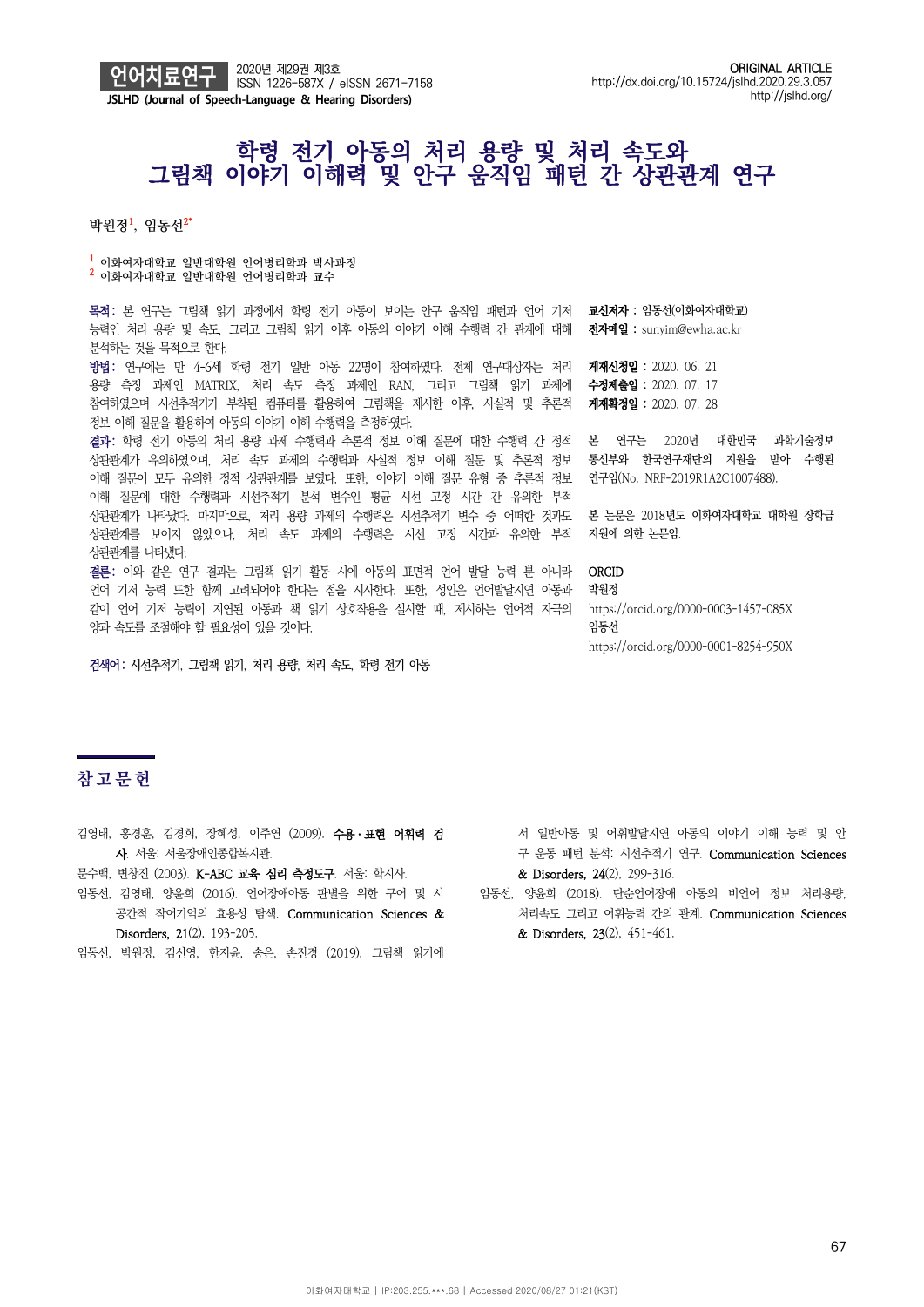# 학령 전기 아동의 처리 용량 및 처리 속도와 그림책 이야기 이해력 및 안구 움직임 패턴 간 상관관계 연구

박원정[1], 임동선[2*]

[1] 이화여자대학교 일반대학원 언어병리학과 박사과정
[2] 이화여자대학교 일반대학원 언어병리학과 교수

**목적**: 본 연구는 그림책 읽기 과정에서 학령 전기 아동이 보이는 안구 움직임 패턴과 언어 기저 능력인 처리 용량 및 속도, 그리고 그림책 읽기 이후 아동의 이야기 이해 수행력 간 관계에 대해 분석하는 것을 목적으로 한다.

**방법**: 연구에는 만 4-6세 학령 전기 일반 아동 22명이 참여하였다. 전체 연구대상자는 처리 용량 측정 과제인 MATRIX, 처리 속도 측정 과제인 RAN, 그리고 그림책 읽기 과제에 참여하였으며 시선추적기가 부착된 컴퓨터를 활용하여 그림책을 제시한 이후, 사실적 및 추론적 정보 이해 질문을 활용하여 아동의 이야기 이해 수행력을 측정하였다.

**결과**: 학령 전기 아동의 처리 용량 과제 수행력과 추론적 정보 이해 질문에 대한 수행력 간 정적 상관관계가 유의하였으며, 처리 속도 과제의 수행력과 사실적 정보 이해 질문 및 추론적 정보 이해 질문이 모두 유의한 정적 상관관계를 보였다. 또한, 이야기 이해 질문 유형 중 추론적 정보 이해 질문에 대한 수행력과 시선추적기 분석 변수인 평균 시선 고정 시간 간 유의한 부적 상관관계가 나타났다. 마지막으로, 처리 용량 과제의 수행력은 시선추적기 변수 중 어떠한 것과도 상관관계를 보이지 않았으나, 처리 속도 과제의 수행력은 시선 고정 시간과 유의한 부적 상관관계를 나타냈다.

**결론**: 이와 같은 연구 결과는 그림책 읽기 활동 시에 아동의 표면적 언어 발달 능력 뿐 아니라 언어 기저 능력 또한 함께 고려되어야 한다는 점을 시사한다. 또한, 성인은 언어발달지연 아동과 같이 언어 기저 능력이 지연된 아동과 책 읽기 상호작용을 실시할 때, 제시하는 언어적 자극의 양과 속도를 조절해야 할 필요성이 있을 것이다.

**검색어**: 시선추적기, 그림책 읽기, 처리 용량, 처리 속도, 학령 전기 아동

**교신저자** : 임동선(이화여자대학교)
**전자메일** : sunyim@ewha.ac.kr

**게재신청일** : 2020. 06. 21
**수정제출일** : 2020. 07. 17
**게재확정일** : 2020. 07. 28

본 연구는 2020년 대한민국 과학기술정보통신부와 한국연구재단의 지원을 받아 수행된 연구임(No. NRF-2019R1A2C1007488).

본 논문은 2018년도 이화여자대학교 대학원 장학금 지원에 의한 논문임.

ORCID
박원정
https://orcid.org/0000-0003-1457-085X
임동선
https://orcid.org/0000-0001-8254-950X

## 참고문헌

김영태, 홍경훈, 김경희, 장혜성, 이주연 (2009). **수용·표현 어휘력 검사**. 서울: 서울장애인종합복지관.

문수백, 변창진 (2003). **K-ABC 교육 심리 측정도구**. 서울: 학지사.

임동선, 김영태, 양윤희 (2016). 언어장애아동 판별을 위한 구어 및 시공간적 작어기억의 효용성 탐색. Communication Sciences & Disorders, **21**(2), 193-205.

임동선, 박원정, 김신영, 한지윤, 송은, 손진경 (2019). 그림책 읽기에서 일반아동 및 어휘발달지연 아동의 이야기 이해 능력 및 안구 운동 패턴 분석: 시선추적기 연구. Communication Sciences & Disorders, **24**(2), 299-316.

임동선, 양윤희 (2018). 단순언어장애 아동의 비언어 정보 처리용량, 처리속도 그리고 어휘능력 간의 관계. Communication Sciences & Disorders, **23**(2), 451-461.